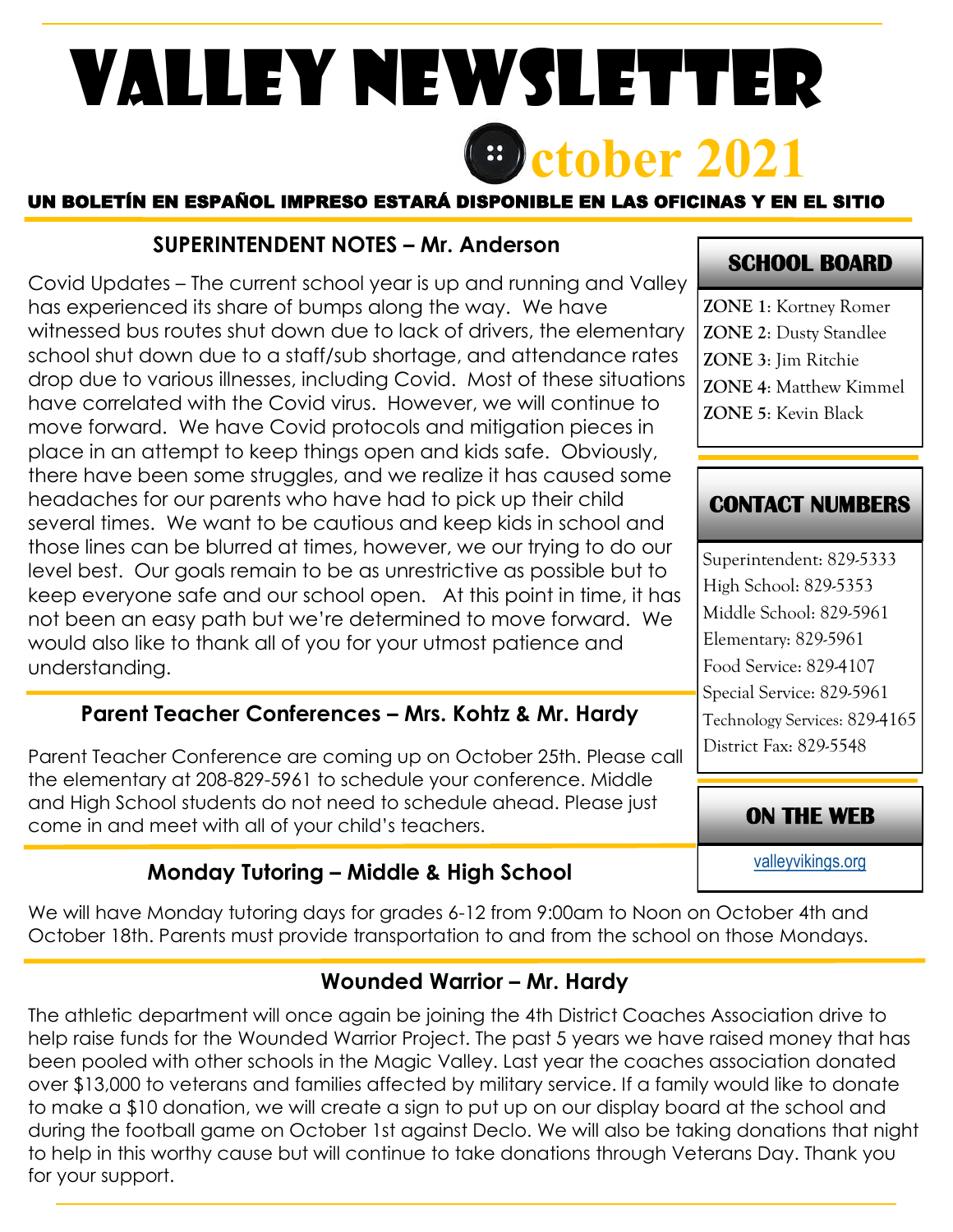# VALLEY NEWSLETTER

## October 2021

**UN BOLETÍN EN ESPAÑOL IMPRESO ESTARÁ DISPONIBLE EN LAS OFICINAS Y EN EL SITIO**

### SUPERINTENDENT NOTES – Mr. Anderson

Covid Updates – The current school year is up and running and Valley has experienced its share of bumps along the way. We have witnessed bus routes shut down due to lack of drivers, the elementary school shut down due to a staff/sub shortage, and attendance rates drop due to various illnesses, including Covid. Most of these situations have correlated with the Covid virus. However, we will continue to move forward. We have Covid protocols and mitigation pieces in place in an attempt to keep things open and kids safe. Obviously, there have been some struggles, and we realize it has caused some headaches for our parents who have had to pick up their child several times. We want to be cautious and keep kids in school and those lines can be blurred at times, however, we our trying to do our level best. Our goals remain to be as unrestrictive as possible but to keep everyone safe and our school open. At this point in time, it has not been an easy path but we're determined to move forward. We would also like to thank all of you for your utmost patience and understanding.

### Parent Teacher Conferences – Mrs. Kohtz & Mr. Hardy

Parent Teacher Conference are coming up on October 25th. Please call the elementary at 208-829-5961 to schedule your conference. Middle and High School students do not need to schedule ahead. Please just come in and meet with all of your child's teachers.

### Monday Tutoring – Middle & High School

We will have Monday tutoring days for grades 6-12 from 9:00am to Noon on October 4th and October 18th. Parents must provide transportation to and from the school on those Mondays.

### Wounded Warrior – Mr. Hardy

The athletic department will once again be joining the 4th District Coaches Association drive to help raise funds for the Wounded Warrior Project. The past 5 years we have raised money that has been pooled with other schools in the Magic Valley. Last year the coaches association donated over $13,000 to veterans and families affected by military service. If a family would like to donate to make a $10 donation, we will create a sign to put up on our display board at the school and during the football game on October 1st against Declo. We will also be taking donations that night to help in this worthy cause but will continue to take donations through Veterans Day. Thank you for your support.

### SCHOOL BOARD

**ZONE 1**: Kortney Romer
**ZONE 2**: Dusty Standlee
**ZONE 3**: Jim Ritchie
**ZONE 4**: Matthew Kimmel
**ZONE 5**: Kevin Black

### CONTACT NUMBERS

Superintendent: 829-5333
High School: 829-5353
Middle School: 829-5961
Elementary: 829-5961
Food Service: 829-4107
Special Service: 829-5961
Technology Services: 829-4165
District Fax: 829-5548

### ON THE WEB

valleyvikings.org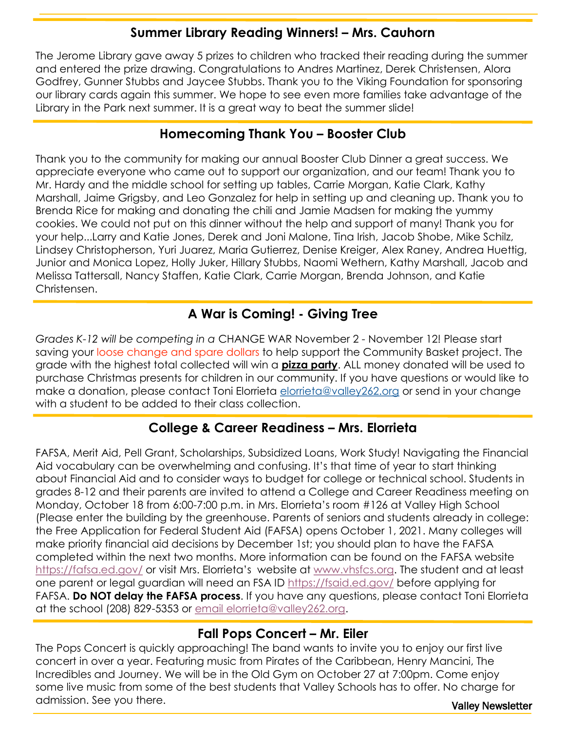## Summer Library Reading Winners! – Mrs. Cauhorn

The Jerome Library gave away 5 prizes to children who tracked their reading during the summer and entered the prize drawing. Congratulations to Andres Martinez, Derek Christensen, Alora Godfrey, Gunner Stubbs and Jaycee Stubbs. Thank you to the Viking Foundation for sponsoring our library cards again this summer. We hope to see even more families take advantage of the Library in the Park next summer. It is a great way to beat the summer slide!

## Homecoming Thank You – Booster Club

Thank you to the community for making our annual Booster Club Dinner a great success. We appreciate everyone who came out to support our organization, and our team! Thank you to Mr. Hardy and the middle school for setting up tables, Carrie Morgan, Katie Clark, Kathy Marshall, Jaime Grigsby, and Leo Gonzalez for help in setting up and cleaning up. Thank you to Brenda Rice for making and donating the chili and Jamie Madsen for making the yummy cookies. We could not put on this dinner without the help and support of many! Thank you for your help...Larry and Katie Jones, Derek and Joni Malone, Tina Irish, Jacob Shobe, Mike Schilz, Lindsey Christopherson, Yuri Juarez, Maria Gutierrez, Denise Kreiger, Alex Raney, Andrea Huettig, Junior and Monica Lopez, Holly Juker, Hillary Stubbs, Naomi Wethern, Kathy Marshall, Jacob and Melissa Tattersall, Nancy Staffen, Katie Clark, Carrie Morgan, Brenda Johnson, and Katie Christensen.

## A War is Coming! - Giving Tree

*Grades K-12 will be competing in a* CHANGE WAR November 2 - November 12! Please start saving your loose change and spare dollars to help support the Community Basket project. The grade with the highest total collected will win a **pizza party**. ALL money donated will be used to purchase Christmas presents for children in our community. If you have questions or would like to make a donation, please contact Toni Elorrieta elorrieta@valley262.org or send in your change with a student to be added to their class collection.

## College & Career Readiness – Mrs. Elorrieta

FAFSA, Merit Aid, Pell Grant, Scholarships, Subsidized Loans, Work Study! Navigating the Financial Aid vocabulary can be overwhelming and confusing. It's that time of year to start thinking about Financial Aid and to consider ways to budget for college or technical school. Students in grades 8-12 and their parents are invited to attend a College and Career Readiness meeting on Monday, October 18 from 6:00-7:00 p.m. in Mrs. Elorrieta's room #126 at Valley High School (Please enter the building by the greenhouse. Parents of seniors and students already in college: the Free Application for Federal Student Aid (FAFSA) opens October 1, 2021. Many colleges will make priority financial aid decisions by December 1st; you should plan to have the FAFSA completed within the next two months. More information can be found on the FAFSA website https://fafsa.ed.gov/ or visit Mrs. Elorrieta's website at www.vhsfcs.org. The student and at least one parent or legal guardian will need an FSA ID https://fsaid.ed.gov/ before applying for FAFSA. **Do NOT delay the FAFSA process**. If you have any questions, please contact Toni Elorrieta at the school (208) 829-5353 or email elorrieta@valley262.org.

## Fall Pops Concert – Mr. Eiler

The Pops Concert is quickly approaching! The band wants to invite you to enjoy our first live concert in over a year. Featuring music from Pirates of the Caribbean, Henry Mancini, The Incredibles and Journey. We will be in the Old Gym on October 27 at 7:00pm. Come enjoy some live music from some of the best students that Valley Schools has to offer. No charge for admission. See you there.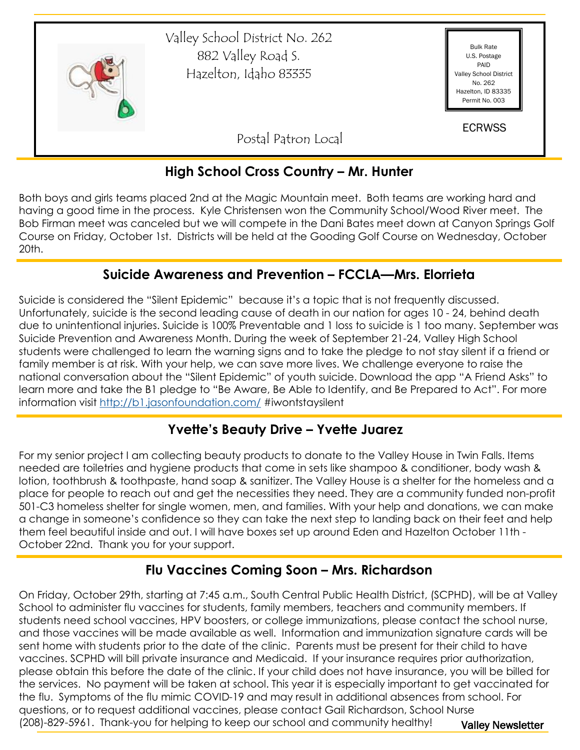Valley School District No. 262
882 Valley Road S.
Hazelton, Idaho 83335

Bulk Rate
U.S. Postage
PAID
Valley School District
No. 262
Hazelton, ID 83335
Permit No. 003

ECRWSS

Postal Patron Local

## High School Cross Country – Mr. Hunter

Both boys and girls teams placed 2nd at the Magic Mountain meet. Both teams are working hard and having a good time in the process. Kyle Christensen won the Community School/Wood River meet. The Bob Firman meet was canceled but we will compete in the Dani Bates meet down at Canyon Springs Golf Course on Friday, October 1st. Districts will be held at the Gooding Golf Course on Wednesday, October 20th.

## Suicide Awareness and Prevention – FCCLA—Mrs. Elorrieta

Suicide is considered the "Silent Epidemic" because it's a topic that is not frequently discussed. Unfortunately, suicide is the second leading cause of death in our nation for ages 10 - 24, behind death due to unintentional injuries. Suicide is 100% Preventable and 1 loss to suicide is 1 too many. September was Suicide Prevention and Awareness Month. During the week of September 21-24, Valley High School students were challenged to learn the warning signs and to take the pledge to not stay silent if a friend or family member is at risk. With your help, we can save more lives. We challenge everyone to raise the national conversation about the "Silent Epidemic" of youth suicide. Download the app "A Friend Asks" to learn more and take the B1 pledge to "Be Aware, Be Able to Identify, and Be Prepared to Act". For more information visit http://b1.jasonfoundation.com/ #iwontstaysilent

## Yvette's Beauty Drive – Yvette Juarez

For my senior project I am collecting beauty products to donate to the Valley House in Twin Falls. Items needed are toiletries and hygiene products that come in sets like shampoo & conditioner, body wash & lotion, toothbrush & toothpaste, hand soap & sanitizer. The Valley House is a shelter for the homeless and a place for people to reach out and get the necessities they need. They are a community funded non-profit 501-C3 homeless shelter for single women, men, and families. With your help and donations, we can make a change in someone's confidence so they can take the next step to landing back on their feet and help them feel beautiful inside and out. I will have boxes set up around Eden and Hazelton October 11th - October 22nd. Thank you for your support.

## Flu Vaccines Coming Soon – Mrs. Richardson

On Friday, October 29th, starting at 7:45 a.m., South Central Public Health District, (SCPHD), will be at Valley School to administer flu vaccines for students, family members, teachers and community members. If students need school vaccines, HPV boosters, or college immunizations, please contact the school nurse, and those vaccines will be made available as well. Information and immunization signature cards will be sent home with students prior to the date of the clinic. Parents must be present for their child to have vaccines. SCPHD will bill private insurance and Medicaid. If your insurance requires prior authorization, please obtain this before the date of the clinic. If your child does not have insurance, you will be billed for the services. No payment will be taken at school. This year it is especially important to get vaccinated for the flu. Symptoms of the flu mimic COVID-19 and may result in additional absences from school. For questions, or to request additional vaccines, please contact Gail Richardson, School Nurse (208)-829-5961. Thank-you for helping to keep our school and community healthy!